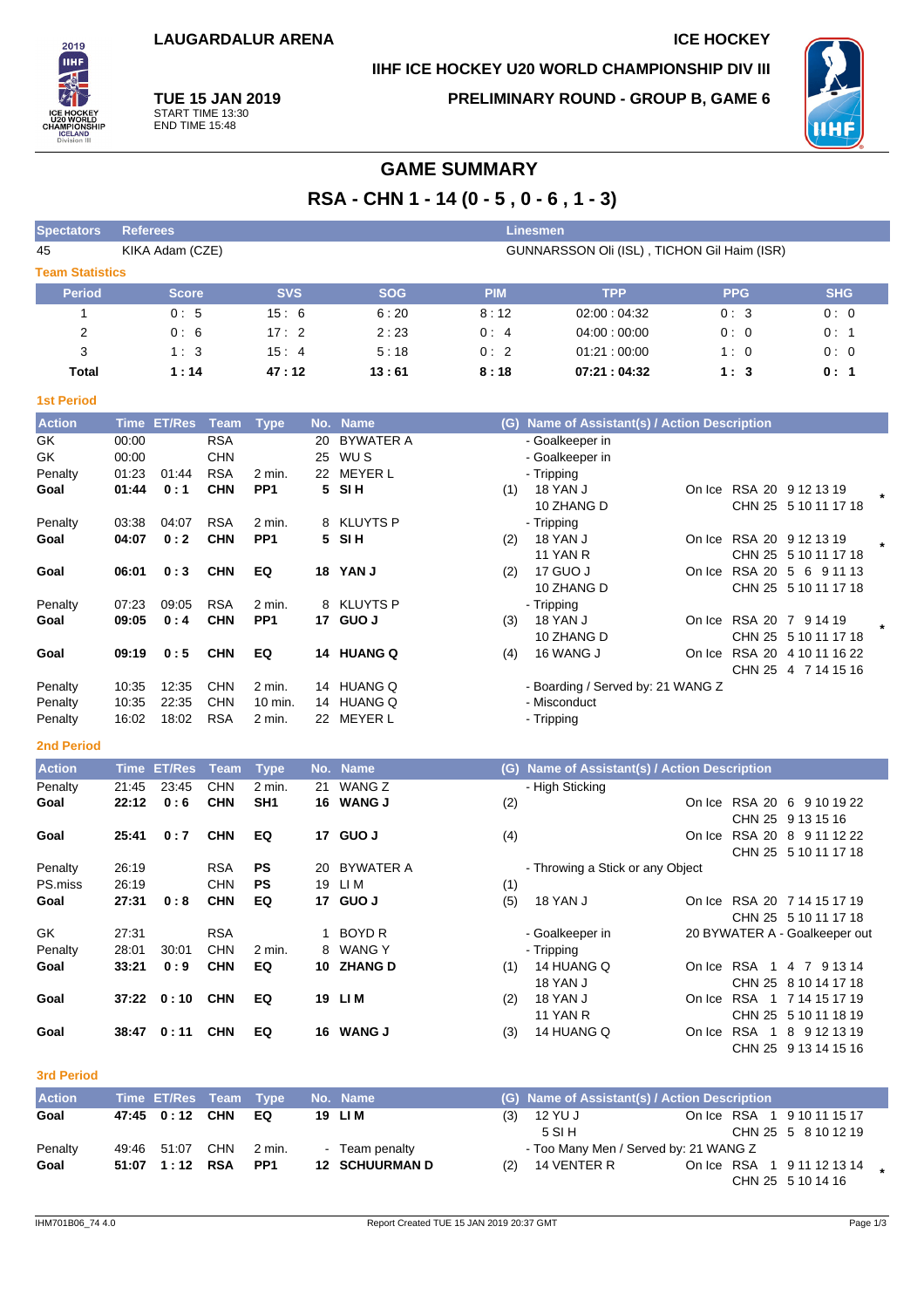LAUGARDALUR ARENA

ICE HOCKEY

IIHF ICE HOCKEY U20 WORLD CHAMPIONSHIP DIV III

**TUE 15 JAN 2019**
START TIME 13:30
END TIME 15:48

PRELIMINARY ROUND - GROUP B, GAME 6

# GAME SUMMARY

## RSA - CHN 1 - 14 (0 - 5 , 0 - 6 , 1 - 3)

| Spectators | Referees | Linesmen |
|---|---|---|
| 45 | KIKA Adam (CZE) | GUNNARSSON Oli (ISL) , TICHON Gil Haim (ISR) |

### Team Statistics

| Period | Score | SVS | SOG | PIM | TPP | PPG | SHG |
|---|---|---|---|---|---|---|---|
| 1 | 0 : 5 | 15 : 6 | 6 : 20 | 8 : 12 | 02:00 : 04:32 | 0 : 3 | 0 : 0 |
| 2 | 0 : 6 | 17 : 2 | 2 : 23 | 0 : 4 | 04:00 : 00:00 | 0 : 0 | 0 : 1 |
| 3 | 1 : 3 | 15 : 4 | 5 : 18 | 0 : 2 | 01:21 : 00:00 | 1 : 0 | 0 : 0 |
| **Total** | **1 : 14** | **47 : 12** | **13 : 61** | **8 : 18** | **07:21 : 04:32** | **1 : 3** | **0 : 1** |

### 1st Period

| Action | Time | ET/Res | Team | Type | No. | Name | (G) | Name of Assistant(s) / Action Description | On Ice | |
|---|---|---|---|---|---|---|---|---|---|---|
| GK | 00:00 | | RSA | | 20 | BYWATER A | | - Goalkeeper in | | |
| GK | 00:00 | | CHN | | 25 | WU S | | - Goalkeeper in | | |
| Penalty | 01:23 | 01:44 | RSA | 2 min. | 22 | MEYER L | | - Tripping | | |
| **Goal** | **01:44** | **0 : 1** | **CHN** | **PP1** | **5** | **SI H** | (1) | 18 YAN J<br>10 ZHANG D | On Ice RSA 20 9 12 13 19<br>CHN 25 5 10 11 17 18 | * |
| Penalty | 03:38 | 04:07 | RSA | 2 min. | 8 | KLUYTS P | | - Tripping | | |
| **Goal** | **04:07** | **0 : 2** | **CHN** | **PP1** | **5** | **SI H** | (2) | 18 YAN J<br>11 YAN R | On Ice RSA 20 9 12 13 19<br>CHN 25 5 10 11 17 18 | * |
| **Goal** | **06:01** | **0 : 3** | **CHN** | **EQ** | **18** | **YAN J** | (2) | 17 GUO J<br>10 ZHANG D | On Ice RSA 20 5 6 9 11 13<br>CHN 25 5 10 11 17 18 | |
| Penalty | 07:23 | 09:05 | RSA | 2 min. | 8 | KLUYTS P | | - Tripping | | |
| **Goal** | **09:05** | **0 : 4** | **CHN** | **PP1** | **17** | **GUO J** | (3) | 18 YAN J<br>10 ZHANG D | On Ice RSA 20 7 9 14 19<br>CHN 25 5 10 11 17 18 | * |
| **Goal** | **09:19** | **0 : 5** | **CHN** | **EQ** | **14** | **HUANG Q** | (4) | 16 WANG J | On Ice RSA 20 4 10 11 16 22<br>CHN 25 4 7 14 15 16 | |
| Penalty | 10:35 | 12:35 | CHN | 2 min. | 14 | HUANG Q | | - Boarding / Served by: 21 WANG Z | | |
| Penalty | 10:35 | 22:35 | CHN | 10 min. | 14 | HUANG Q | | - Misconduct | | |
| Penalty | 16:02 | 18:02 | RSA | 2 min. | 22 | MEYER L | | - Tripping | | |

### 2nd Period

| Action | Time | ET/Res | Team | Type | No. | Name | (G) | Name of Assistant(s) / Action Description | On Ice | |
|---|---|---|---|---|---|---|---|---|---|---|
| Penalty | 21:45 | 23:45 | CHN | 2 min. | 21 | WANG Z | | - High Sticking | | |
| **Goal** | **22:12** | **0 : 6** | **CHN** | **SH1** | **16** | **WANG J** | (2) | | On Ice RSA 20 6 9 10 19 22<br>CHN 25 9 13 15 16 | |
| **Goal** | **25:41** | **0 : 7** | **CHN** | **EQ** | **17** | **GUO J** | (4) | | On Ice RSA 20 8 9 11 12 22<br>CHN 25 5 10 11 17 18 | |
| Penalty | 26:19 | | RSA | PS | 20 | BYWATER A | | - Throwing a Stick or any Object | | |
| PS.miss | 26:19 | | CHN | PS | 19 | LI M | (1) | | | |
| **Goal** | **27:31** | **0 : 8** | **CHN** | **EQ** | **17** | **GUO J** | (5) | 18 YAN J | On Ice RSA 20 7 14 15 17 19<br>CHN 25 5 10 11 17 18 | |
| GK | 27:31 | | RSA | | 1 | BOYD R | | - Goalkeeper in | 20 BYWATER A - Goalkeeper out | |
| Penalty | 28:01 | 30:01 | CHN | 2 min. | 8 | WANG Y | | - Tripping | | |
| **Goal** | **33:21** | **0 : 9** | **CHN** | **EQ** | **10** | **ZHANG D** | (1) | 14 HUANG Q<br>18 YAN J | On Ice RSA 1 4 7 9 13 14<br>CHN 25 8 10 14 17 18 | |
| **Goal** | **37:22** | **0 : 10** | **CHN** | **EQ** | **19** | **LI M** | (2) | 18 YAN J<br>11 YAN R | On Ice RSA 1 7 14 15 17 19<br>CHN 25 5 10 11 18 19 | |
| **Goal** | **38:47** | **0 : 11** | **CHN** | **EQ** | **16** | **WANG J** | (3) | 14 HUANG Q | On Ice RSA 1 8 9 12 13 19<br>CHN 25 9 13 14 15 16 | |

### 3rd Period

| Action | Time | ET/Res | Team | Type | No. | Name | (G) | Name of Assistant(s) / Action Description | On Ice | |
|---|---|---|---|---|---|---|---|---|---|---|
| **Goal** | **47:45** | **0 : 12** | **CHN** | **EQ** | **19** | **LI M** | (3) | 12 YU J<br>5 SI H | On Ice RSA 1 9 10 11 15 17<br>CHN 25 5 8 10 12 19 | |
| Penalty | 49:46 | 51:07 | CHN | 2 min. | - | Team penalty | | - Too Many Men / Served by: 21 WANG Z | | |
| **Goal** | **51:07** | **1 : 12** | **RSA** | **PP1** | **12** | **SCHUURMAN D** | (2) | 14 VENTER R | On Ice RSA 1 9 11 12 13 14<br>CHN 25 5 10 14 16 | * |

IHM701B06_74 4.0 Report Created TUE 15 JAN 2019 20:37 GMT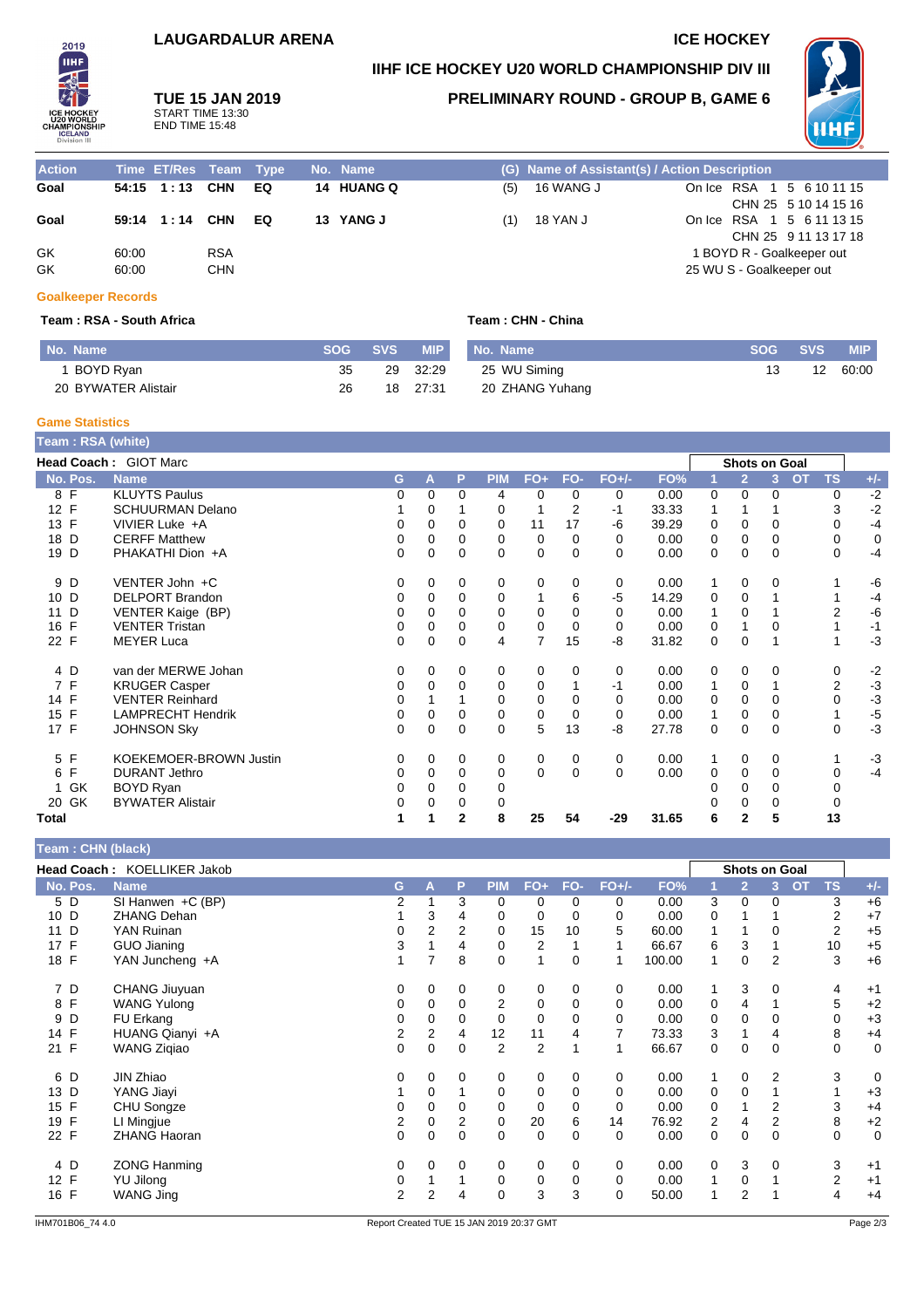# LAUGARDALUR ARENA

**ICE HOCKEY**

## IIHF ICE HOCKEY U20 WORLD CHAMPIONSHIP DIV III

**TUE 15 JAN 2019**
START TIME 13:30
END TIME 15:48

## PRELIMINARY ROUND - GROUP B, GAME 6

| Action | Time | ET/Res | Team | Type | No. Name | (G) | Name of Assistant(s) / Action Description | |
|---|---|---|---|---|---|---|---|---|
| Goal | 54:15 | 1 : 13 | CHN | EQ | 14 HUANG Q | (5) | 16 WANG J | On Ice RSA 1 5 6 10 11 15 / CHN 25 5 10 14 15 16 |
| Goal | 59:14 | 1 : 14 | CHN | EQ | 13 YANG J | (1) | 18 YAN J | On Ice RSA 1 5 6 11 13 15 / CHN 25 9 11 13 17 18 |
| GK | 60:00 | | RSA | | | | | 1 BOYD R - Goalkeeper out |
| GK | 60:00 | | CHN | | | | | 25 WU S - Goalkeeper out |

### Goalkeeper Records

**Team : RSA - South Africa**

| No. Name | SOG | SVS | MIP |
|---|---|---|---|
| 1 BOYD Ryan | 35 | 29 | 32:29 |
| 20 BYWATER Alistair | 26 | 18 | 27:31 |

**Team : CHN - China**

| No. Name | SOG | SVS | MIP |
|---|---|---|---|
| 25 WU Siming | 13 | 12 | 60:00 |
| 20 ZHANG Yuhang | | | |

### Game Statistics

**Team : RSA (white)**

**Head Coach :** GIOT Marc

| No. | Pos. | Name | G | A | P | PIM | FO+ | FO- | FO+/- | FO% | 1 | 2 | 3 | OT | TS | +/- |
|---|---|---|---|---|---|---|---|---|---|---|---|---|---|---|---|---|
| 8 | F | KLUYTS Paulus | 0 | 0 | 0 | 4 | 0 | 0 | 0 | 0.00 | 0 | 0 | 0 | | 0 | -2 |
| 12 | F | SCHUURMAN Delano | 1 | 0 | 1 | 0 | 1 | 2 | -1 | 33.33 | 1 | 1 | 1 | | 3 | -2 |
| 13 | F | VIVIER Luke +A | 0 | 0 | 0 | 0 | 11 | 17 | -6 | 39.29 | 0 | 0 | 0 | | 0 | -4 |
| 18 | D | CERFF Matthew | 0 | 0 | 0 | 0 | 0 | 0 | 0 | 0.00 | 0 | 0 | 0 | | 0 | 0 |
| 19 | D | PHAKATHI Dion +A | 0 | 0 | 0 | 0 | 0 | 0 | 0 | 0.00 | 0 | 0 | 0 | | 0 | -4 |
| 9 | D | VENTER John +C | 0 | 0 | 0 | 0 | 0 | 0 | 0 | 0.00 | 1 | 0 | 0 | | 1 | -6 |
| 10 | D | DELPORT Brandon | 0 | 0 | 0 | 0 | 1 | 6 | -5 | 14.29 | 0 | 0 | 1 | | 1 | -4 |
| 11 | D | VENTER Kaige (BP) | 0 | 0 | 0 | 0 | 0 | 0 | 0 | 0.00 | 1 | 0 | 1 | | 2 | -6 |
| 16 | F | VENTER Tristan | 0 | 0 | 0 | 0 | 0 | 0 | 0 | 0.00 | 0 | 1 | 0 | | 1 | -1 |
| 22 | F | MEYER Luca | 0 | 0 | 0 | 4 | 7 | 15 | -8 | 31.82 | 0 | 0 | 1 | | 1 | -3 |
| 4 | D | van der MERWE Johan | 0 | 0 | 0 | 0 | 0 | 0 | 0 | 0.00 | 0 | 0 | 0 | | 0 | -2 |
| 7 | F | KRUGER Casper | 0 | 0 | 0 | 0 | 0 | 1 | -1 | 0.00 | 1 | 0 | 1 | | 2 | -3 |
| 14 | F | VENTER Reinhard | 0 | 1 | 1 | 0 | 0 | 0 | 0 | 0.00 | 0 | 0 | 0 | | 0 | -3 |
| 15 | F | LAMPRECHT Hendrik | 0 | 0 | 0 | 0 | 0 | 0 | 0 | 0.00 | 1 | 0 | 0 | | 1 | -5 |
| 17 | F | JOHNSON Sky | 0 | 0 | 0 | 0 | 5 | 13 | -8 | 27.78 | 0 | 0 | 0 | | 0 | -3 |
| 5 | F | KOEKEMOER-BROWN Justin | 0 | 0 | 0 | 0 | 0 | 0 | 0 | 0.00 | 1 | 0 | 0 | | 1 | -3 |
| 6 | F | DURANT Jethro | 0 | 0 | 0 | 0 | 0 | 0 | 0 | 0.00 | 0 | 0 | 0 | | 0 | -4 |
| 1 | GK | BOYD Ryan | 0 | 0 | 0 | 0 | | | | | 0 | 0 | 0 | | 0 | |
| 20 | GK | BYWATER Alistair | 0 | 0 | 0 | 0 | | | | | 0 | 0 | 0 | | 0 | |
| **Total** | | | **1** | **1** | **2** | **8** | **25** | **54** | **-29** | **31.65** | **6** | **2** | **5** | | **13** | |

**Team : CHN (black)**

**Head Coach :** KOELLIKER Jakob

| No. | Pos. | Name | G | A | P | PIM | FO+ | FO- | FO+/- | FO% | 1 | 2 | 3 | OT | TS | +/- |
|---|---|---|---|---|---|---|---|---|---|---|---|---|---|---|---|---|
| 5 | D | SI Hanwen +C (BP) | 2 | 1 | 3 | 0 | 0 | 0 | 0 | 0.00 | 3 | 0 | 0 | | 3 | +6 |
| 10 | D | ZHANG Dehan | 1 | 3 | 4 | 0 | 0 | 0 | 0 | 0.00 | 0 | 1 | 1 | | 2 | +7 |
| 11 | D | YAN Ruinan | 0 | 2 | 2 | 0 | 15 | 10 | 5 | 60.00 | 1 | 1 | 0 | | 2 | +5 |
| 17 | F | GUO Jianing | 3 | 1 | 4 | 0 | 2 | 1 | 1 | 66.67 | 6 | 3 | 1 | | 10 | +5 |
| 18 | F | YAN Juncheng +A | 1 | 7 | 8 | 0 | 1 | 0 | 1 | 100.00 | 1 | 0 | 2 | | 3 | +6 |
| 7 | D | CHANG Jiuyuan | 0 | 0 | 0 | 0 | 0 | 0 | 0 | 0.00 | 1 | 3 | 0 | | 4 | +1 |
| 8 | F | WANG Yulong | 0 | 0 | 0 | 2 | 0 | 0 | 0 | 0.00 | 0 | 4 | 1 | | 5 | +2 |
| 9 | D | FU Erkang | 0 | 0 | 0 | 0 | 0 | 0 | 0 | 0.00 | 0 | 0 | 0 | | 0 | +3 |
| 14 | F | HUANG Qianyi +A | 2 | 2 | 4 | 12 | 11 | 4 | 7 | 73.33 | 3 | 1 | 4 | | 8 | +4 |
| 21 | F | WANG Ziqiao | 0 | 0 | 0 | 2 | 2 | 1 | 1 | 66.67 | 0 | 0 | 0 | | 0 | 0 |
| 6 | D | JIN Zhiao | 0 | 0 | 0 | 0 | 0 | 0 | 0 | 0.00 | 1 | 0 | 2 | | 3 | 0 |
| 13 | D | YANG Jiayi | 1 | 0 | 1 | 0 | 0 | 0 | 0 | 0.00 | 0 | 0 | 1 | | 1 | +3 |
| 15 | F | CHU Songze | 0 | 0 | 0 | 0 | 0 | 0 | 0 | 0.00 | 0 | 1 | 2 | | 3 | +4 |
| 19 | F | LI Mingjue | 2 | 0 | 2 | 0 | 20 | 6 | 14 | 76.92 | 2 | 4 | 2 | | 8 | +2 |
| 22 | F | ZHANG Haoran | 0 | 0 | 0 | 0 | 0 | 0 | 0 | 0.00 | 0 | 0 | 0 | | 0 | 0 |
| 4 | D | ZONG Hanming | 0 | 0 | 0 | 0 | 0 | 0 | 0 | 0.00 | 0 | 3 | 0 | | 3 | +1 |
| 12 | F | YU Jilong | 0 | 1 | 1 | 0 | 0 | 0 | 0 | 0.00 | 1 | 0 | 1 | | 2 | +1 |
| 16 | F | WANG Jing | 2 | 2 | 4 | 0 | 3 | 3 | 0 | 50.00 | 1 | 2 | 1 | | 4 | +4 |

IHM701B06_74 4.0 Report Created TUE 15 JAN 2019 20:37 GMT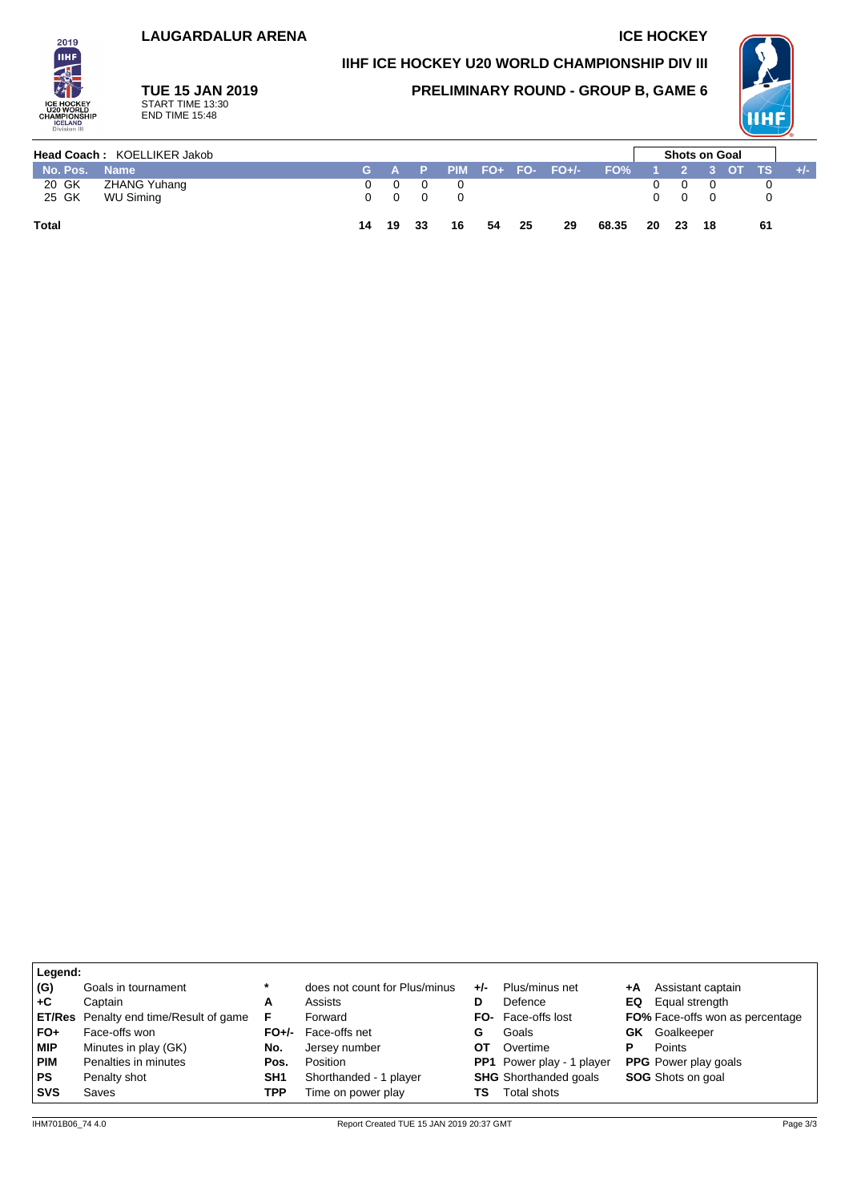**LAUGARDALUR ARENA**

**ICE HOCKEY**

**IIHF ICE HOCKEY U20 WORLD CHAMPIONSHIP DIV III**

**TUE 15 JAN 2019**
START TIME 13:30
END TIME 15:48

**PRELIMINARY ROUND - GROUP B, GAME 6**

**Head Coach :** KOELLIKER Jakob

| No. | Pos. | Name | G | A | P | PIM | FO+ | FO- | FO+/- | FO% | Shots on Goal 1 | 2 | 3 | OT | TS | +/- |
|---|---|---|---|---|---|---|---|---|---|---|---|---|---|---|---|---|
| 20 | GK | ZHANG Yuhang | 0 | 0 | 0 | 0 | | | | | 0 | 0 | 0 | | 0 | |
| 25 | GK | WU Siming | 0 | 0 | 0 | 0 | | | | | 0 | 0 | 0 | | 0 | |
| **Total** | | | **14** | **19** | **33** | **16** | **54** | **25** | **29** | **68.35** | **20** | **23** | **18** | | **61** | |

**Legend:**

| | | | | | | | |
|---|---|---|---|---|---|---|---|
| (G) | Goals in tournament | * | does not count for Plus/minus | +/- | Plus/minus net | +A | Assistant captain |
| +C | Captain | A | Assists | D | Defence | EQ | Equal strength |
| ET/Res | Penalty end time/Result of game | F | Forward | FO- | Face-offs lost | FO% | Face-offs won as percentage |
| FO+ | Face-offs won | FO+/- | Face-offs net | G | Goals | GK | Goalkeeper |
| MIP | Minutes in play (GK) | No. | Jersey number | OT | Overtime | P | Points |
| PIM | Penalties in minutes | Pos. | Position | PP1 | Power play - 1 player | PPG | Power play goals |
| PS | Penalty shot | SH1 | Shorthanded - 1 player | SHG | Shorthanded goals | SOG | Shots on goal |
| SVS | Saves | TPP | Time on power play | TS | Total shots | | |

IHM701B06_74 4.0 Report Created TUE 15 JAN 2019 20:37 GMT